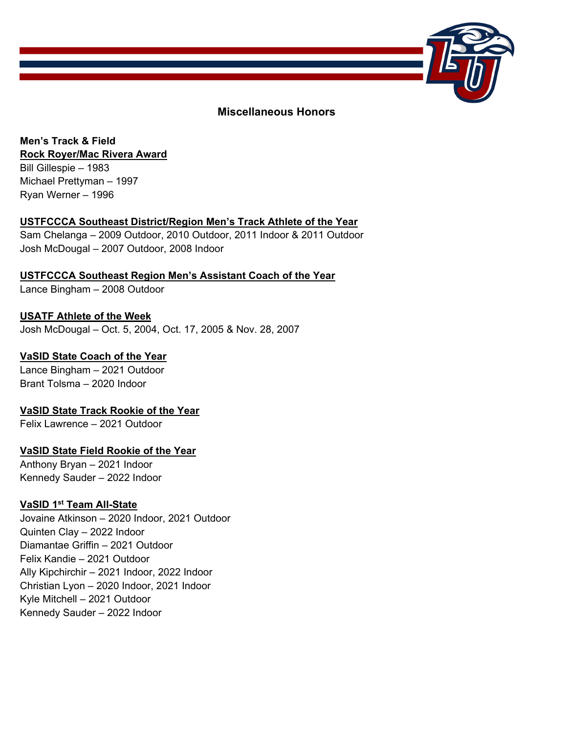## Miscellaneous Honors

**Men's Track & Field**

**Rock Royer/Mac Rivera Award**

Bill Gillespie – 1983
Michael Prettyman – 1997
Ryan Werner – 1996

**USTFCCCA Southeast District/Region Men's Track Athlete of the Year**

Sam Chelanga – 2009 Outdoor, 2010 Outdoor, 2011 Indoor & 2011 Outdoor
Josh McDougal – 2007 Outdoor, 2008 Indoor

**USTFCCCA Southeast Region Men's Assistant Coach of the Year**

Lance Bingham – 2008 Outdoor

**USATF Athlete of the Week**

Josh McDougal – Oct. 5, 2004, Oct. 17, 2005 & Nov. 28, 2007

**VaSID State Coach of the Year**

Lance Bingham – 2021 Outdoor
Brant Tolsma – 2020 Indoor

**VaSID State Track Rookie of the Year**

Felix Lawrence – 2021 Outdoor

**VaSID State Field Rookie of the Year**

Anthony Bryan – 2021 Indoor
Kennedy Sauder – 2022 Indoor

**VaSID 1st Team All-State**

Jovaine Atkinson – 2020 Indoor, 2021 Outdoor
Quinten Clay – 2022 Indoor
Diamantae Griffin – 2021 Outdoor
Felix Kandie – 2021 Outdoor
Ally Kipchirchir – 2021 Indoor, 2022 Indoor
Christian Lyon – 2020 Indoor, 2021 Indoor
Kyle Mitchell – 2021 Outdoor
Kennedy Sauder – 2022 Indoor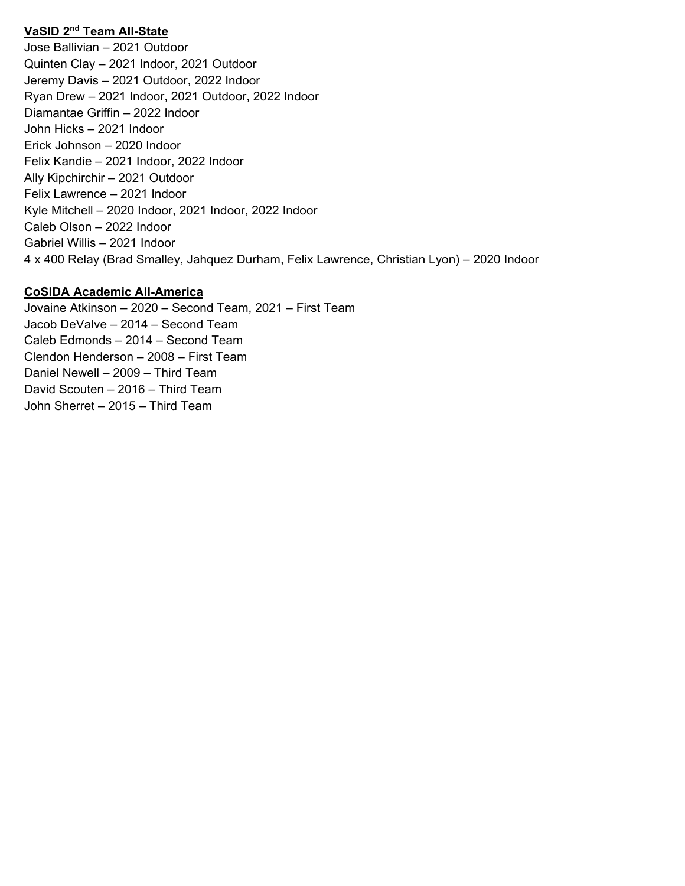## VaSID 2nd Team All-State

Jose Ballivian – 2021 Outdoor
Quinten Clay – 2021 Indoor, 2021 Outdoor
Jeremy Davis – 2021 Outdoor, 2022 Indoor
Ryan Drew – 2021 Indoor, 2021 Outdoor, 2022 Indoor
Diamantae Griffin – 2022 Indoor
John Hicks – 2021 Indoor
Erick Johnson – 2020 Indoor
Felix Kandie – 2021 Indoor, 2022 Indoor
Ally Kipchirchir – 2021 Outdoor
Felix Lawrence – 2021 Indoor
Kyle Mitchell – 2020 Indoor, 2021 Indoor, 2022 Indoor
Caleb Olson – 2022 Indoor
Gabriel Willis – 2021 Indoor
4 x 400 Relay (Brad Smalley, Jahquez Durham, Felix Lawrence, Christian Lyon) – 2020 Indoor

## CoSIDA Academic All-America

Jovaine Atkinson – 2020 – Second Team, 2021 – First Team
Jacob DeValve – 2014 – Second Team
Caleb Edmonds – 2014 – Second Team
Clendon Henderson – 2008 – First Team
Daniel Newell – 2009 – Third Team
David Scouten – 2016 – Third Team
John Sherret – 2015 – Third Team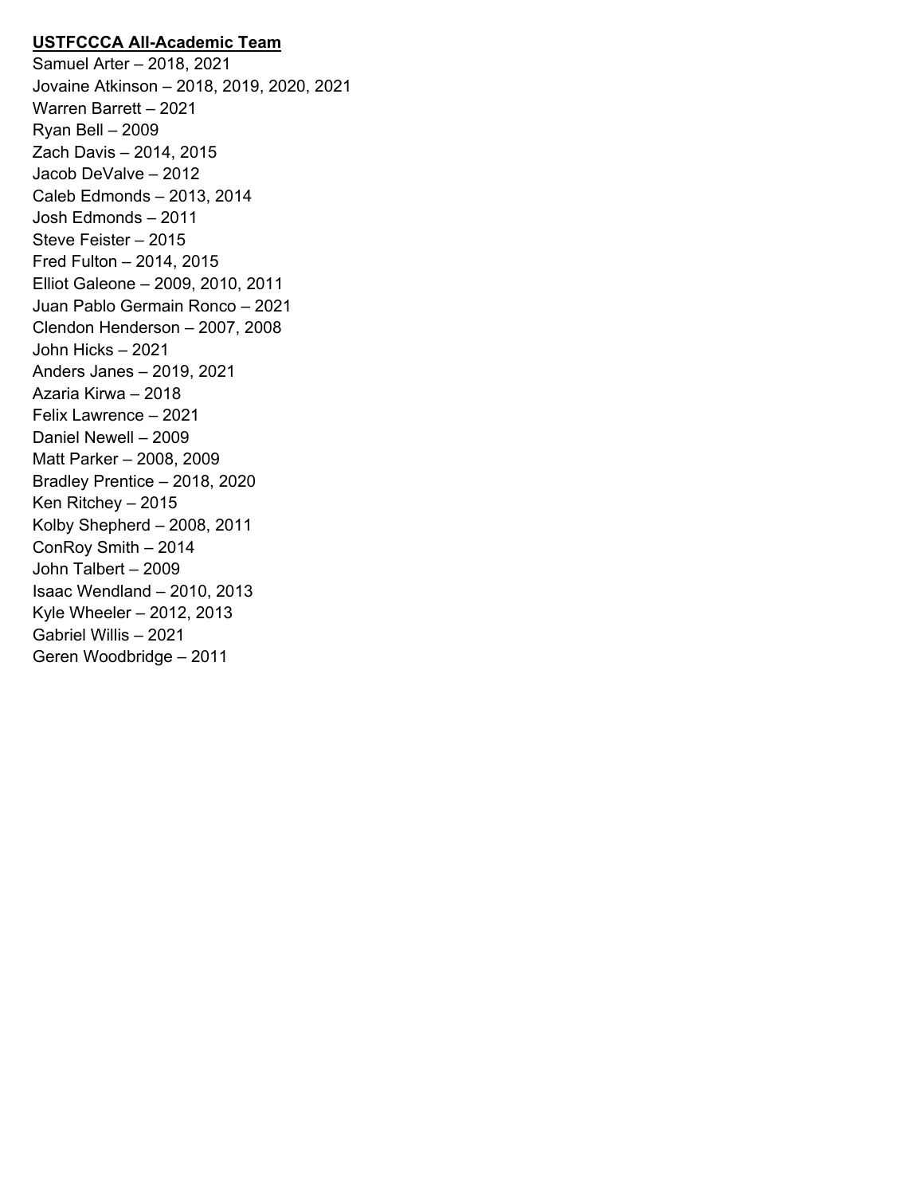**<u>USTFCCCA All-Academic Team</u>**

Samuel Arter – 2018, 2021
Jovaine Atkinson – 2018, 2019, 2020, 2021
Warren Barrett – 2021
Ryan Bell – 2009
Zach Davis – 2014, 2015
Jacob DeValve – 2012
Caleb Edmonds – 2013, 2014
Josh Edmonds – 2011
Steve Feister – 2015
Fred Fulton – 2014, 2015
Elliot Galeone – 2009, 2010, 2011
Juan Pablo Germain Ronco – 2021
Clendon Henderson – 2007, 2008
John Hicks – 2021
Anders Janes – 2019, 2021
Azaria Kirwa – 2018
Felix Lawrence – 2021
Daniel Newell – 2009
Matt Parker – 2008, 2009
Bradley Prentice – 2018, 2020
Ken Ritchey – 2015
Kolby Shepherd – 2008, 2011
ConRoy Smith – 2014
John Talbert – 2009
Isaac Wendland – 2010, 2013
Kyle Wheeler – 2012, 2013
Gabriel Willis – 2021
Geren Woodbridge – 2011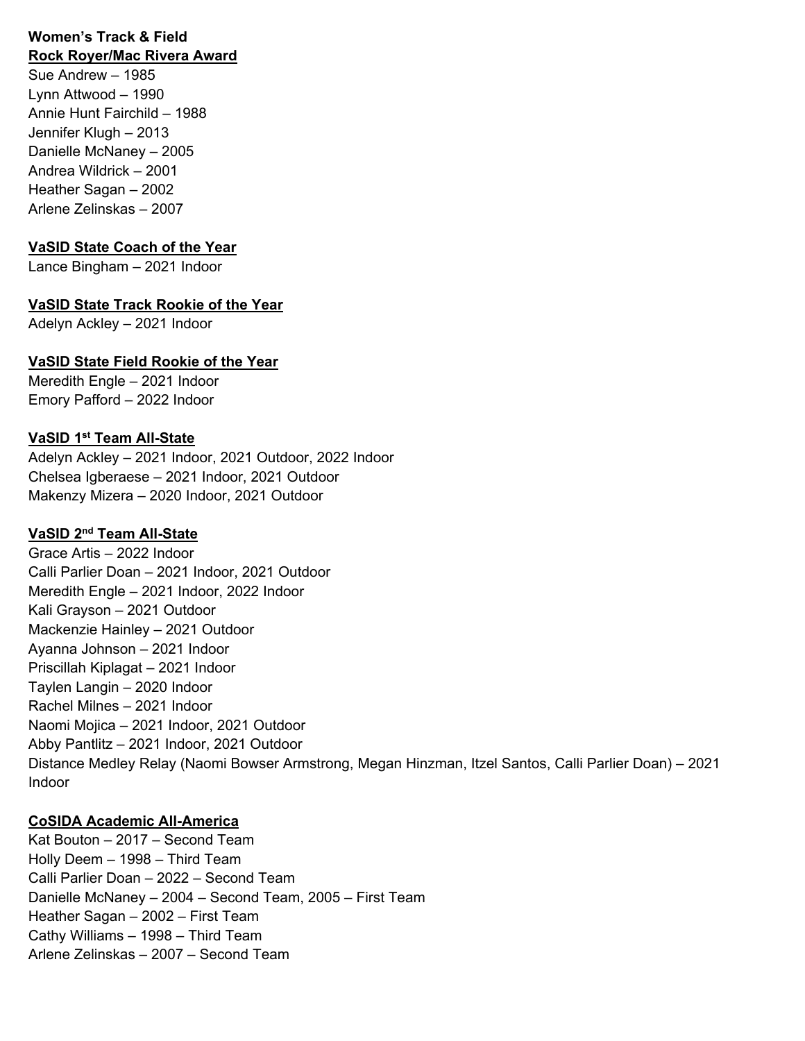**Women's Track & Field**

**Rock Royer/Mac Rivera Award**

Sue Andrew – 1985
Lynn Attwood – 1990
Annie Hunt Fairchild – 1988
Jennifer Klugh – 2013
Danielle McNaney – 2005
Andrea Wildrick – 2001
Heather Sagan – 2002
Arlene Zelinskas – 2007

**VaSID State Coach of the Year**

Lance Bingham – 2021 Indoor

**VaSID State Track Rookie of the Year**

Adelyn Ackley – 2021 Indoor

**VaSID State Field Rookie of the Year**

Meredith Engle – 2021 Indoor
Emory Pafford – 2022 Indoor

**VaSID 1st Team All-State**

Adelyn Ackley – 2021 Indoor, 2021 Outdoor, 2022 Indoor
Chelsea Igberaese – 2021 Indoor, 2021 Outdoor
Makenzy Mizera – 2020 Indoor, 2021 Outdoor

**VaSID 2nd Team All-State**

Grace Artis – 2022 Indoor
Calli Parlier Doan – 2021 Indoor, 2021 Outdoor
Meredith Engle – 2021 Indoor, 2022 Indoor
Kali Grayson – 2021 Outdoor
Mackenzie Hainley – 2021 Outdoor
Ayanna Johnson – 2021 Indoor
Priscillah Kiplagat – 2021 Indoor
Taylen Langin – 2020 Indoor
Rachel Milnes – 2021 Indoor
Naomi Mojica – 2021 Indoor, 2021 Outdoor
Abby Pantlitz – 2021 Indoor, 2021 Outdoor
Distance Medley Relay (Naomi Bowser Armstrong, Megan Hinzman, Itzel Santos, Calli Parlier Doan) – 2021 Indoor

**CoSIDA Academic All-America**

Kat Bouton – 2017 – Second Team
Holly Deem – 1998 – Third Team
Calli Parlier Doan – 2022 – Second Team
Danielle McNaney – 2004 – Second Team, 2005 – First Team
Heather Sagan – 2002 – First Team
Cathy Williams – 1998 – Third Team
Arlene Zelinskas – 2007 – Second Team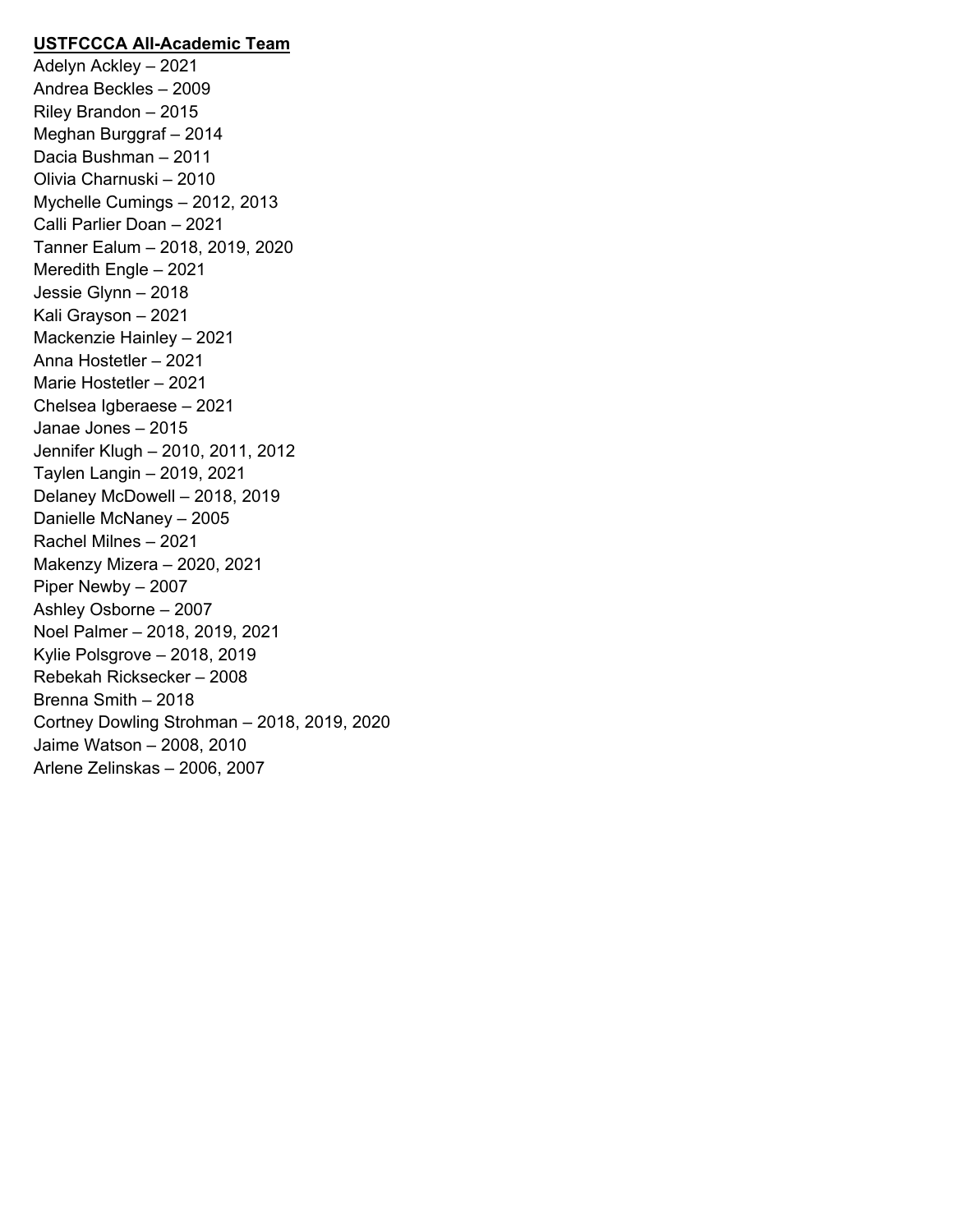**USTFCCCA All-Academic Team**

Adelyn Ackley – 2021
Andrea Beckles – 2009
Riley Brandon – 2015
Meghan Burggraf – 2014
Dacia Bushman – 2011
Olivia Charnuski – 2010
Mychelle Cumings – 2012, 2013
Calli Parlier Doan – 2021
Tanner Ealum – 2018, 2019, 2020
Meredith Engle – 2021
Jessie Glynn – 2018
Kali Grayson – 2021
Mackenzie Hainley – 2021
Anna Hostetler – 2021
Marie Hostetler – 2021
Chelsea Igberaese – 2021
Janae Jones – 2015
Jennifer Klugh – 2010, 2011, 2012
Taylen Langin – 2019, 2021
Delaney McDowell – 2018, 2019
Danielle McNaney – 2005
Rachel Milnes – 2021
Makenzy Mizera – 2020, 2021
Piper Newby – 2007
Ashley Osborne – 2007
Noel Palmer – 2018, 2019, 2021
Kylie Polsgrove – 2018, 2019
Rebekah Ricksecker – 2008
Brenna Smith – 2018
Cortney Dowling Strohman – 2018, 2019, 2020
Jaime Watson – 2008, 2010
Arlene Zelinskas – 2006, 2007